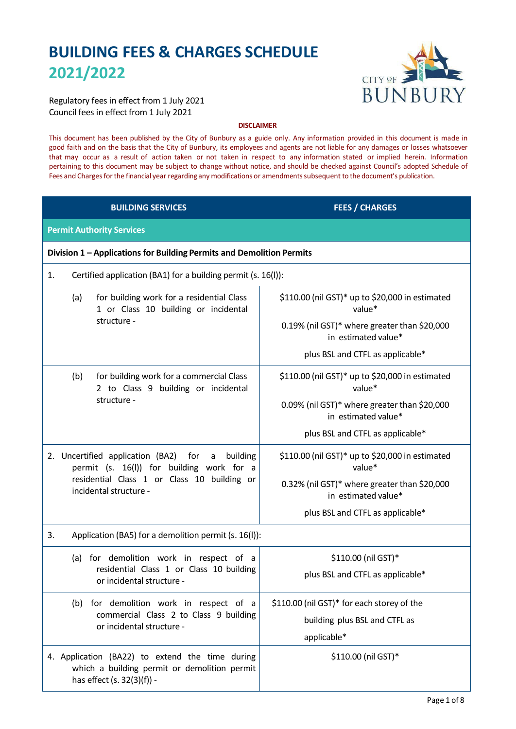# BUILDING FEES & CHARGES SCHEDULE 2021/2022

Regulatory fees in effect from 1 July 2021
Council fees in effect from 1 July 2021

**DISCLAIMER**

This document has been published by the City of Bunbury as a guide only. Any information provided in this document is made in good faith and on the basis that the City of Bunbury, its employees and agents are not liable for any damages or losses whatsoever that may occur as a result of action taken or not taken in respect to any information stated or implied herein. Information pertaining to this document may be subject to change without notice, and should be checked against Council's adopted Schedule of Fees and Charges for the financial year regarding any modifications or amendments subsequent to the document's publication.

| BUILDING SERVICES | FEES / CHARGES |
|---|---|
| **Permit Authority Services** | |
| **Division 1 – Applications for Building Permits and Demolition Permits** | |
| 1. Certified application (BA1) for a building permit (s. 16(l)): | |
| (a) for building work for a residential Class 1 or Class 10 building or incidental structure - | $110.00 (nil GST)* up to $20,000 in estimated value*<br><br>0.19% (nil GST)* where greater than $20,000 in estimated value*<br><br>plus BSL and CTFL as applicable* |
| (b) for building work for a commercial Class 2 to Class 9 building or incidental structure - | $110.00 (nil GST)* up to $20,000 in estimated value*<br><br>0.09% (nil GST)* where greater than $20,000 in estimated value*<br><br>plus BSL and CTFL as applicable* |
| 2. Uncertified application (BA2) for a building permit (s. 16(l)) for building work for a residential Class 1 or Class 10 building or incidental structure - | $110.00 (nil GST)* up to $20,000 in estimated value*<br><br>0.32% (nil GST)* where greater than $20,000 in estimated value*<br><br>plus BSL and CTFL as applicable* |
| 3. Application (BA5) for a demolition permit (s. 16(l)): | |
| (a) for demolition work in respect of a residential Class 1 or Class 10 building or incidental structure - | $110.00 (nil GST)*<br><br>plus BSL and CTFL as applicable* |
| (b) for demolition work in respect of a commercial Class 2 to Class 9 building or incidental structure - | $110.00 (nil GST)* for each storey of the building plus BSL and CTFL as applicable* |
| 4. Application (BA22) to extend the time during which a building permit or demolition permit has effect (s. 32(3)(f)) - | $110.00 (nil GST)* |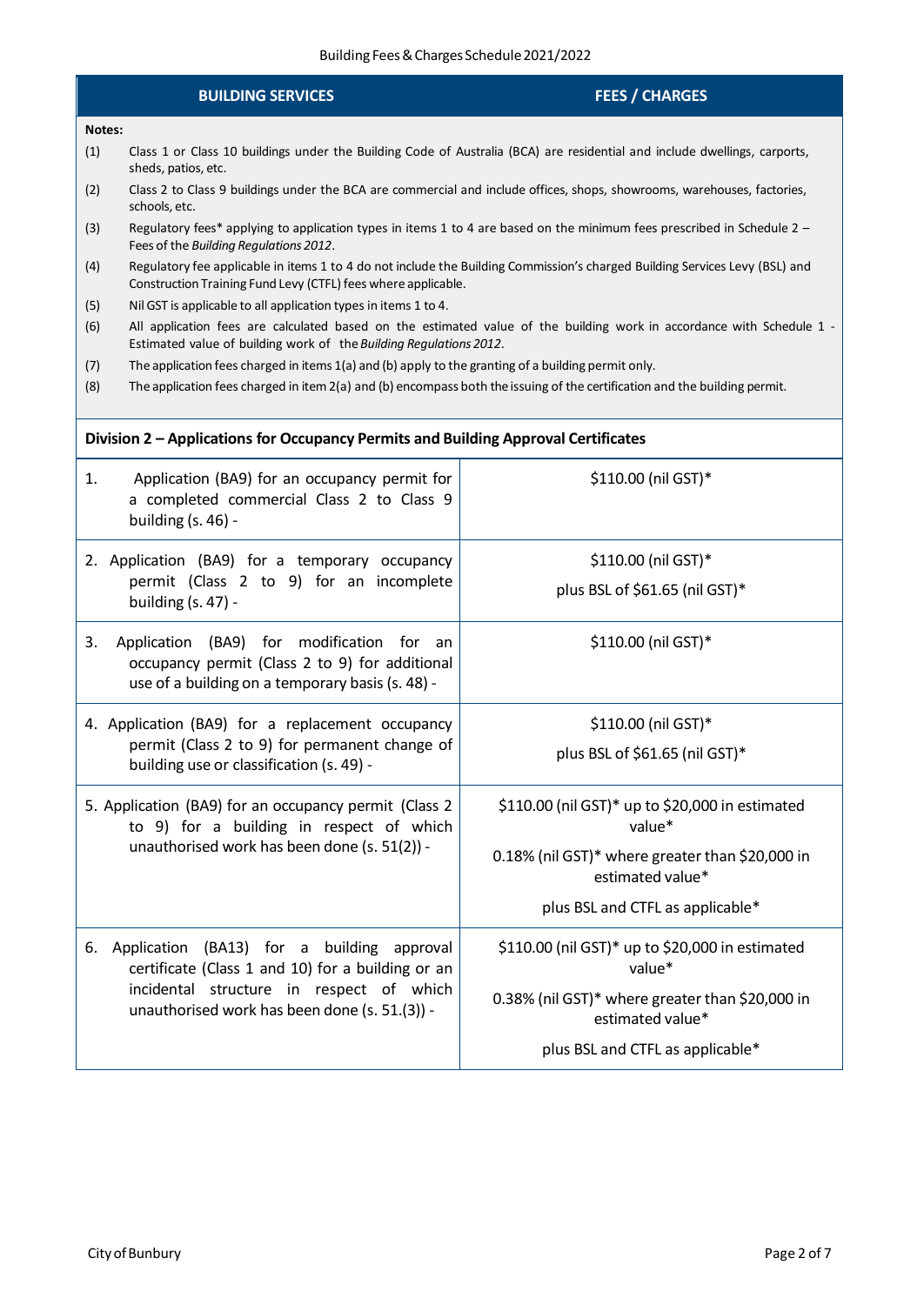| BUILDING SERVICES | FEES / CHARGES |
|---|---|

**Notes:**

(1) Class 1 or Class 10 buildings under the Building Code of Australia (BCA) are residential and include dwellings, carports, sheds, patios, etc.

(2) Class 2 to Class 9 buildings under the BCA are commercial and include offices, shops, showrooms, warehouses, factories, schools, etc.

(3) Regulatory fees* applying to application types in items 1 to 4 are based on the minimum fees prescribed in Schedule 2 – Fees of the *Building Regulations 2012*.

(4) Regulatory fee applicable in items 1 to 4 do not include the Building Commission's charged Building Services Levy (BSL) and Construction Training Fund Levy (CTFL) fees where applicable.

(5) Nil GST is applicable to all application types in items 1 to 4.

(6) All application fees are calculated based on the estimated value of the building work in accordance with Schedule 1 - Estimated value of building work of the *Building Regulations 2012*.

(7) The application fees charged in items 1(a) and (b) apply to the granting of a building permit only.

(8) The application fees charged in item 2(a) and (b) encompass both the issuing of the certification and the building permit.

**Division 2 – Applications for Occupancy Permits and Building Approval Certificates**

| Application | Fees / Charges |
|---|---|
| 1. Application (BA9) for an occupancy permit for a completed commercial Class 2 to Class 9 building (s. 46) - | $110.00 (nil GST)* |
| 2. Application (BA9) for a temporary occupancy permit (Class 2 to 9) for an incomplete building (s. 47) - | $110.00 (nil GST)*<br>plus BSL of $61.65 (nil GST)* |
| 3. Application (BA9) for modification for an occupancy permit (Class 2 to 9) for additional use of a building on a temporary basis (s. 48) - | $110.00 (nil GST)* |
| 4. Application (BA9) for a replacement occupancy permit (Class 2 to 9) for permanent change of building use or classification (s. 49) - | $110.00 (nil GST)*<br>plus BSL of $61.65 (nil GST)* |
| 5. Application (BA9) for an occupancy permit (Class 2 to 9) for a building in respect of which unauthorised work has been done (s. 51(2)) - | $110.00 (nil GST)* up to $20,000 in estimated value*<br>0.18% (nil GST)* where greater than $20,000 in estimated value*<br>plus BSL and CTFL as applicable* |
| 6. Application (BA13) for a building approval certificate (Class 1 and 10) for a building or an incidental structure in respect of which unauthorised work has been done (s. 51.(3)) - | $110.00 (nil GST)* up to $20,000 in estimated value*<br>0.38% (nil GST)* where greater than $20,000 in estimated value*<br>plus BSL and CTFL as applicable* |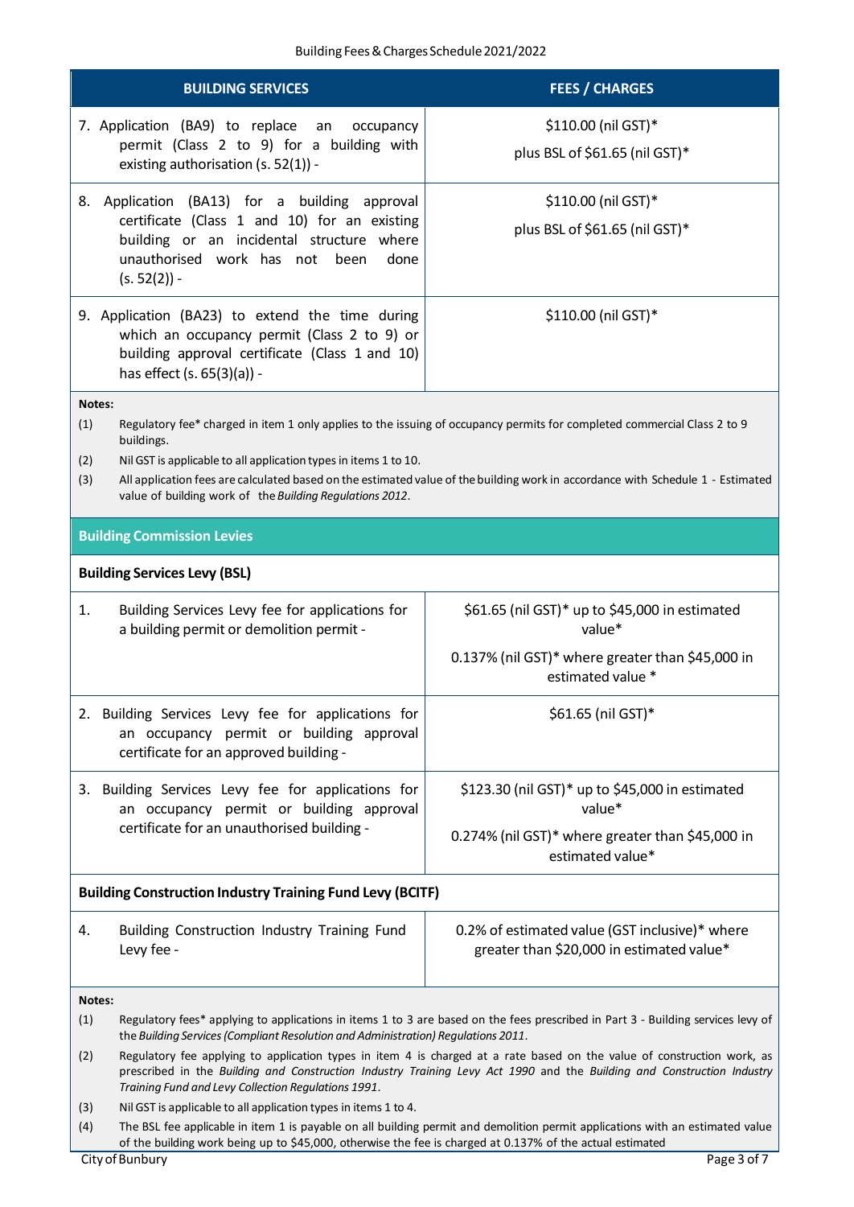| BUILDING SERVICES | FEES / CHARGES |
|---|---|
| 7. Application (BA9) to replace an occupancy permit (Class 2 to 9) for a building with existing authorisation (s. 52(1)) - | $110.00 (nil GST)*<br>plus BSL of $61.65 (nil GST)* |
| 8. Application (BA13) for a building approval certificate (Class 1 and 10) for an existing building or an incidental structure where unauthorised work has not been done (s. 52(2)) - | $110.00 (nil GST)*<br>plus BSL of $61.65 (nil GST)* |
| 9. Application (BA23) to extend the time during which an occupancy permit (Class 2 to 9) or building approval certificate (Class 1 and 10) has effect (s. 65(3)(a)) - | $110.00 (nil GST)* |

**Notes:**

(1) Regulatory fee* charged in item 1 only applies to the issuing of occupancy permits for completed commercial Class 2 to 9 buildings.

(2) Nil GST is applicable to all application types in items 1 to 10.

(3) All application fees are calculated based on the estimated value of the building work in accordance with Schedule 1 - Estimated value of building work of the *Building Regulations 2012*.

## Building Commission Levies

### Building Services Levy (BSL)

| | |
|---|---|
| 1. Building Services Levy fee for applications for a building permit or demolition permit - | $61.65 (nil GST)* up to $45,000 in estimated value*<br>0.137% (nil GST)* where greater than $45,000 in estimated value * |
| 2. Building Services Levy fee for applications for an occupancy permit or building approval certificate for an approved building - | $61.65 (nil GST)* |
| 3. Building Services Levy fee for applications for an occupancy permit or building approval certificate for an unauthorised building - | $123.30 (nil GST)* up to $45,000 in estimated value*<br>0.274% (nil GST)* where greater than $45,000 in estimated value* |

### Building Construction Industry Training Fund Levy (BCITF)

| | |
|---|---|
| 4. Building Construction Industry Training Fund Levy fee - | 0.2% of estimated value (GST inclusive)* where greater than $20,000 in estimated value* |

**Notes:**

(1) Regulatory fees* applying to applications in items 1 to 3 are based on the fees prescribed in Part 3 - Building services levy of the *Building Services (Compliant Resolution and Administration) Regulations 2011*.

(2) Regulatory fee applying to application types in item 4 is charged at a rate based on the value of construction work, as prescribed in the *Building and Construction Industry Training Levy Act 1990* and the *Building and Construction Industry Training Fund and Levy Collection Regulations 1991*.

(3) Nil GST is applicable to all application types in items 1 to 4.

(4) The BSL fee applicable in item 1 is payable on all building permit and demolition permit applications with an estimated value of the building work being up to $45,000, otherwise the fee is charged at 0.137% of the actual estimated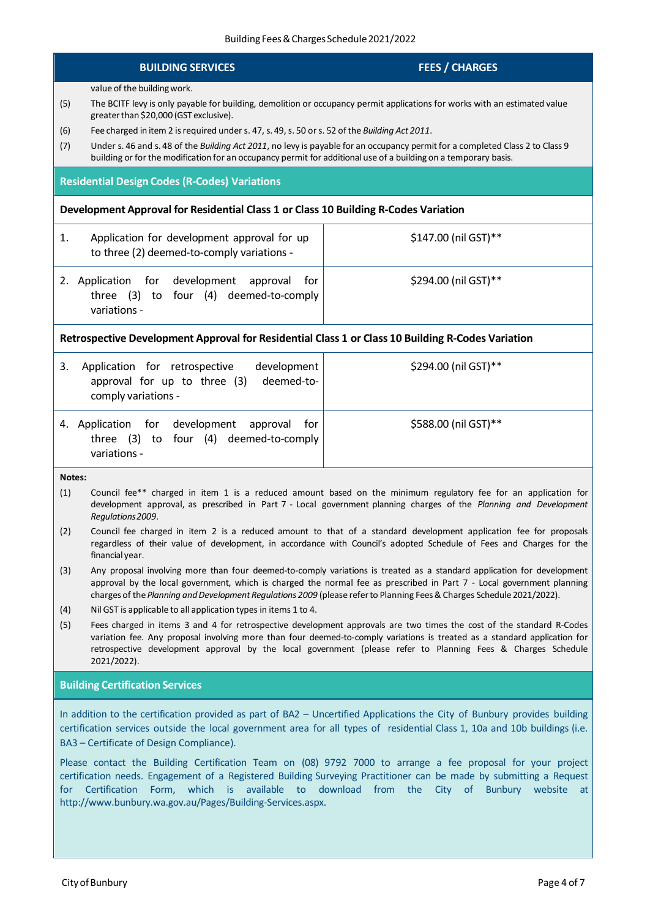| BUILDING SERVICES | FEES / CHARGES |
|---|---|

value of the building work.

(5) The BCITF levy is only payable for building, demolition or occupancy permit applications for works with an estimated value greater than $20,000 (GST exclusive).

(6) Fee charged in item 2 is required under s. 47, s. 49, s. 50 or s. 52 of the *Building Act 2011*.

(7) Under s. 46 and s. 48 of the *Building Act 2011*, no levy is payable for an occupancy permit for a completed Class 2 to Class 9 building or for the modification for an occupancy permit for additional use of a building on a temporary basis.

## Residential Design Codes (R-Codes) Variations

**Development Approval for Residential Class 1 or Class 10 Building R-Codes Variation**

| | |
|---|---|
| 1. Application for development approval for up to three (2) deemed-to-comply variations - | $147.00 (nil GST)** |
| 2. Application for development approval for three (3) to four (4) deemed-to-comply variations - | $294.00 (nil GST)** |

**Retrospective Development Approval for Residential Class 1 or Class 10 Building R-Codes Variation**

| | |
|---|---|
| 3. Application for retrospective development approval for up to three (3) deemed-to-comply variations - | $294.00 (nil GST)** |
| 4. Application for development approval for three (3) to four (4) deemed-to-comply variations - | $588.00 (nil GST)** |

**Notes:**

(1) Council fee** charged in item 1 is a reduced amount based on the minimum regulatory fee for an application for development approval, as prescribed in Part 7 - Local government planning charges of the *Planning and Development Regulations 2009*.

(2) Council fee charged in item 2 is a reduced amount to that of a standard development application fee for proposals regardless of their value of development, in accordance with Council's adopted Schedule of Fees and Charges for the financial year.

(3) Any proposal involving more than four deemed-to-comply variations is treated as a standard application for development approval by the local government, which is charged the normal fee as prescribed in Part 7 - Local government planning charges of the *Planning and Development Regulations 2009* (please refer to Planning Fees & Charges Schedule 2021/2022).

(4) Nil GST is applicable to all application types in items 1 to 4.

(5) Fees charged in items 3 and 4 for retrospective development approvals are two times the cost of the standard R-Codes variation fee. Any proposal involving more than four deemed-to-comply variations is treated as a standard application for retrospective development approval by the local government (please refer to Planning Fees & Charges Schedule 2021/2022).

## Building Certification Services

In addition to the certification provided as part of BA2 – Uncertified Applications the City of Bunbury provides building certification services outside the local government area for all types of residential Class 1, 10a and 10b buildings (i.e. BA3 – Certificate of Design Compliance).

Please contact the Building Certification Team on (08) 9792 7000 to arrange a fee proposal for your project certification needs. Engagement of a Registered Building Surveying Practitioner can be made by submitting a Request for Certification Form, which is available to download from the City of Bunbury website at http://www.bunbury.wa.gov.au/Pages/Building-Services.aspx.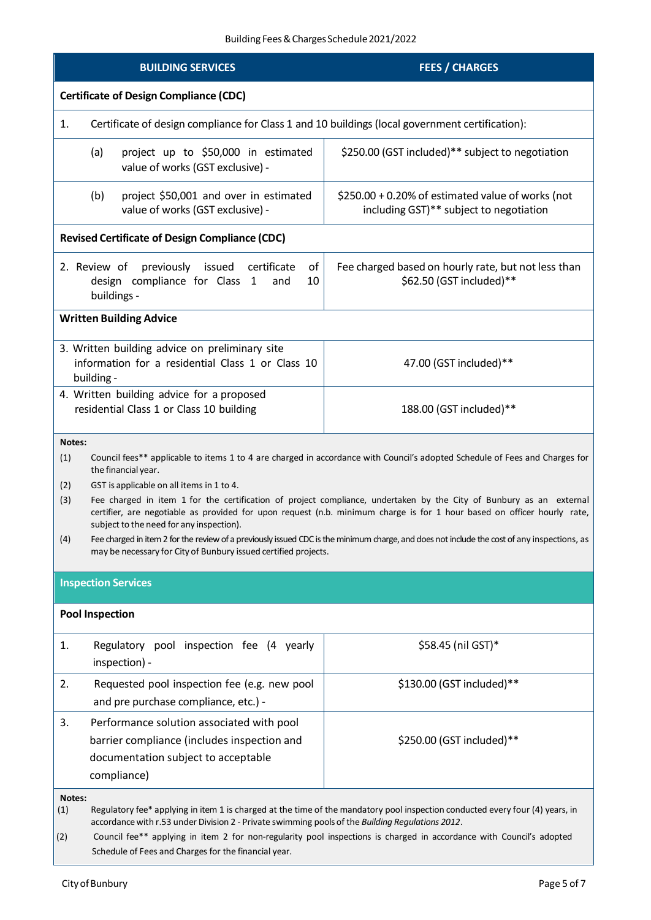Building Fees & Charges Schedule 2021/2022

| BUILDING SERVICES | FEES / CHARGES |
|---|---|
| **Certificate of Design Compliance (CDC)** | |
| 1. Certificate of design compliance for Class 1 and 10 buildings (local government certification): | |
| (a) project up to $50,000 in estimated value of works (GST exclusive) - | $250.00 (GST included)** subject to negotiation |
| (b) project $50,001 and over in estimated value of works (GST exclusive) - | $250.00 + 0.20% of estimated value of works (not including GST)** subject to negotiation |
| **Revised Certificate of Design Compliance (CDC)** | |
| 2. Review of previously issued certificate of design compliance for Class 1 and 10 buildings - | Fee charged based on hourly rate, but not less than $62.50 (GST included)** |
| **Written Building Advice** | |
| 3. Written building advice on preliminary site information for a residential Class 1 or Class 10 building - | 47.00 (GST included)** |
| 4. Written building advice for a proposed residential Class 1 or Class 10 building | 188.00 (GST included)** |

**Notes:**

(1) Council fees** applicable to items 1 to 4 are charged in accordance with Council's adopted Schedule of Fees and Charges for the financial year.

(2) GST is applicable on all items in 1 to 4.

(3) Fee charged in item 1 for the certification of project compliance, undertaken by the City of Bunbury as an external certifier, are negotiable as provided for upon request (n.b. minimum charge is for 1 hour based on officer hourly rate, subject to the need for any inspection).

(4) Fee charged in item 2 for the review of a previously issued CDC is the minimum charge, and does not include the cost of any inspections, as may be necessary for City of Bunbury issued certified projects.

## Inspection Services

| Pool Inspection | |
|---|---|
| 1. Regulatory pool inspection fee (4 yearly inspection) - | $58.45 (nil GST)* |
| 2. Requested pool inspection fee (e.g. new pool and pre purchase compliance, etc.) - | $130.00 (GST included)** |
| 3. Performance solution associated with pool barrier compliance (includes inspection and documentation subject to acceptable compliance) | $250.00 (GST included)** |

**Notes:**

(1) Regulatory fee* applying in item 1 is charged at the time of the mandatory pool inspection conducted every four (4) years, in accordance with r.53 under Division 2 - Private swimming pools of the *Building Regulations 2012*.

(2) Council fee** applying in item 2 for non-regularity pool inspections is charged in accordance with Council's adopted Schedule of Fees and Charges for the financial year.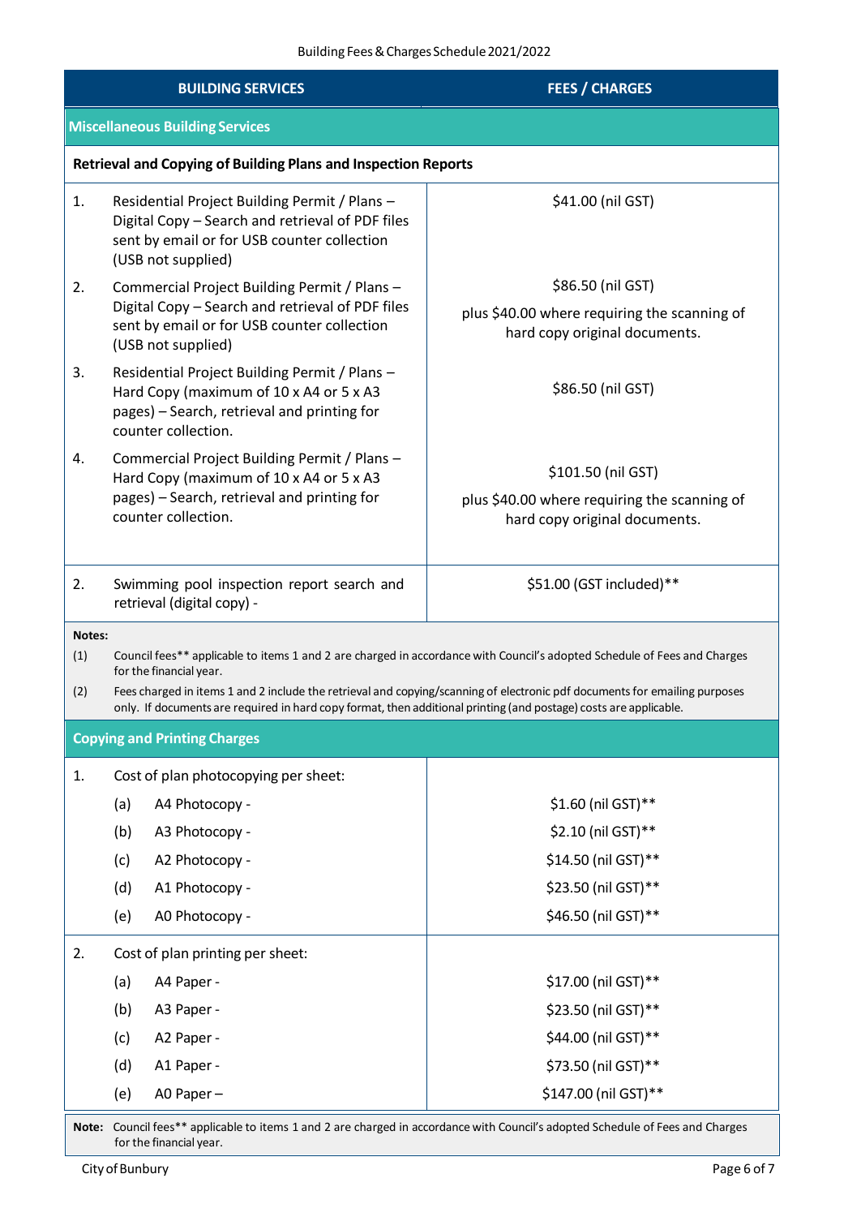| BUILDING SERVICES | FEES / CHARGES |
|---|---|
| **Miscellaneous Building Services** | |
| **Retrieval and Copying of Building Plans and Inspection Reports** | |
| 1. Residential Project Building Permit / Plans – Digital Copy – Search and retrieval of PDF files sent by email or for USB counter collection (USB not supplied) | $41.00 (nil GST) |
| 2. Commercial Project Building Permit / Plans – Digital Copy – Search and retrieval of PDF files sent by email or for USB counter collection (USB not supplied) | $86.50 (nil GST) plus $40.00 where requiring the scanning of hard copy original documents. |
| 3. Residential Project Building Permit / Plans – Hard Copy (maximum of 10 x A4 or 5 x A3 pages) – Search, retrieval and printing for counter collection. | $86.50 (nil GST) |
| 4. Commercial Project Building Permit / Plans – Hard Copy (maximum of 10 x A4 or 5 x A3 pages) – Search, retrieval and printing for counter collection. | $101.50 (nil GST) plus $40.00 where requiring the scanning of hard copy original documents. |
| 2. Swimming pool inspection report search and retrieval (digital copy) - | $51.00 (GST included)** |

**Notes:**

(1) Council fees** applicable to items 1 and 2 are charged in accordance with Council's adopted Schedule of Fees and Charges for the financial year.

(2) Fees charged in items 1 and 2 include the retrieval and copying/scanning of electronic pdf documents for emailing purposes only. If documents are required in hard copy format, then additional printing (and postage) costs are applicable.

| **Copying and Printing Charges** | |
|---|---|
| 1. Cost of plan photocopying per sheet: | |
| (a) A4 Photocopy - | $1.60 (nil GST)** |
| (b) A3 Photocopy - | $2.10 (nil GST)** |
| (c) A2 Photocopy - | $14.50 (nil GST)** |
| (d) A1 Photocopy - | $23.50 (nil GST)** |
| (e) A0 Photocopy - | $46.50 (nil GST)** |
| 2. Cost of plan printing per sheet: | |
| (a) A4 Paper - | $17.00 (nil GST)** |
| (b) A3 Paper - | $23.50 (nil GST)** |
| (c) A2 Paper - | $44.00 (nil GST)** |
| (d) A1 Paper - | $73.50 (nil GST)** |
| (e) A0 Paper – | $147.00 (nil GST)** |

**Note:** Council fees** applicable to items 1 and 2 are charged in accordance with Council's adopted Schedule of Fees and Charges for the financial year.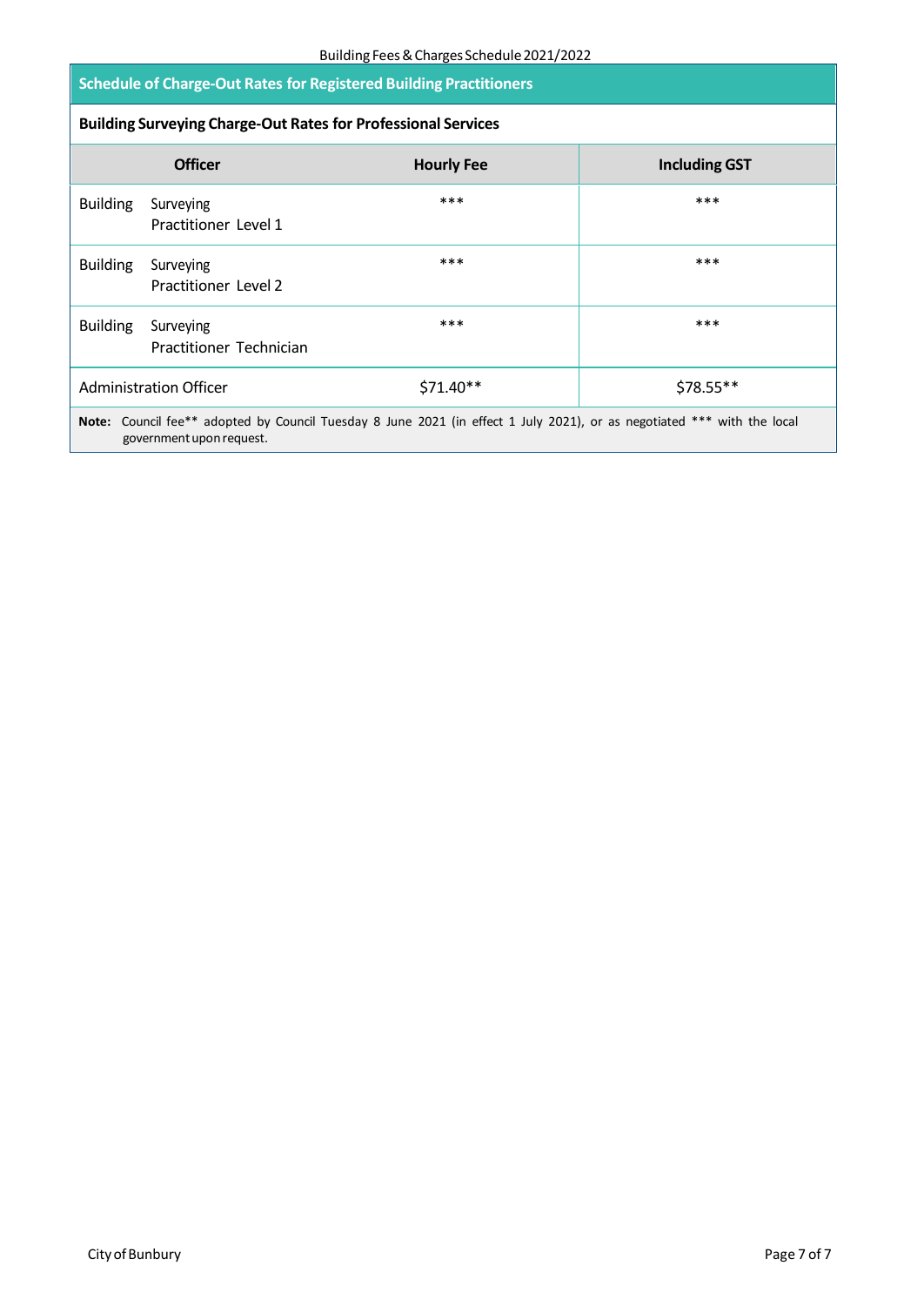## Schedule of Charge-Out Rates for Registered Building Practitioners

### Building Surveying Charge-Out Rates for Professional Services

| Officer | Hourly Fee | Including GST |
|---|---|---|
| Building Surveying Practitioner Level 1 | *** | *** |
| Building Surveying Practitioner Level 2 | *** | *** |
| Building Surveying Practitioner Technician | *** | *** |
| Administration Officer | $71.40** | $78.55** |

**Note:** Council fee** adopted by Council Tuesday 8 June 2021 (in effect 1 July 2021), or as negotiated *** with the local government upon request.